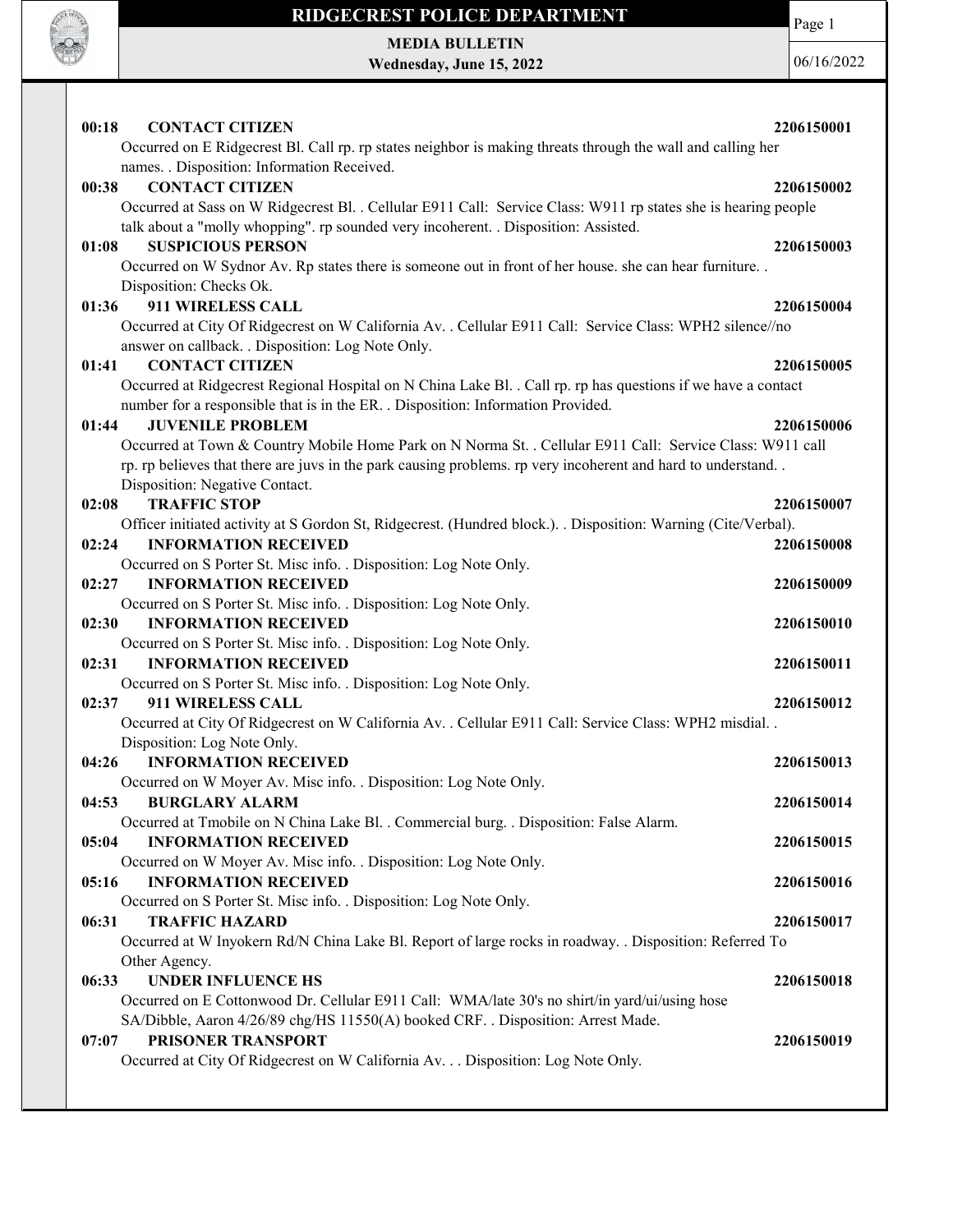# RIDGECREST POLICE DEPARTMENT

**MEDIA BULLETIN**
**Wednesday, June 15, 2022**

06/16/2022

**00:18 CONTACT CITIZEN** **2206150001**
Occurred on E Ridgecrest Bl. Call rp. rp states neighbor is making threats through the wall and calling her names. . Disposition: Information Received.

**00:38 CONTACT CITIZEN** **2206150002**
Occurred at Sass on W Ridgecrest Bl. . Cellular E911 Call: Service Class: W911 rp states she is hearing people talk about a "molly whopping". rp sounded very incoherent. . Disposition: Assisted.

**01:08 SUSPICIOUS PERSON** **2206150003**
Occurred on W Sydnor Av. Rp states there is someone out in front of her house. she can hear furniture. . Disposition: Checks Ok.

**01:36 911 WIRELESS CALL** **2206150004**
Occurred at City Of Ridgecrest on W California Av. . Cellular E911 Call: Service Class: WPH2 silence//no answer on callback. . Disposition: Log Note Only.

**01:41 CONTACT CITIZEN** **2206150005**
Occurred at Ridgecrest Regional Hospital on N China Lake Bl. . Call rp. rp has questions if we have a contact number for a responsible that is in the ER. . Disposition: Information Provided.

**01:44 JUVENILE PROBLEM** **2206150006**
Occurred at Town & Country Mobile Home Park on N Norma St. . Cellular E911 Call: Service Class: W911 call rp. rp believes that there are juvs in the park causing problems. rp very incoherent and hard to understand. . Disposition: Negative Contact.

**02:08 TRAFFIC STOP** **2206150007**
Officer initiated activity at S Gordon St, Ridgecrest. (Hundred block.). . Disposition: Warning (Cite/Verbal).

**02:24 INFORMATION RECEIVED** **2206150008**
Occurred on S Porter St. Misc info. . Disposition: Log Note Only.

**02:27 INFORMATION RECEIVED** **2206150009**
Occurred on S Porter St. Misc info. . Disposition: Log Note Only.

**02:30 INFORMATION RECEIVED** **2206150010**
Occurred on S Porter St. Misc info. . Disposition: Log Note Only.

**02:31 INFORMATION RECEIVED** **2206150011**
Occurred on S Porter St. Misc info. . Disposition: Log Note Only.

**02:37 911 WIRELESS CALL** **2206150012**
Occurred at City Of Ridgecrest on W California Av. . Cellular E911 Call: Service Class: WPH2 misdial. . Disposition: Log Note Only.

**04:26 INFORMATION RECEIVED** **2206150013**
Occurred on W Moyer Av. Misc info. . Disposition: Log Note Only.

**04:53 BURGLARY ALARM** **2206150014**
Occurred at Tmobile on N China Lake Bl. . Commercial burg. . Disposition: False Alarm.

**05:04 INFORMATION RECEIVED** **2206150015**
Occurred on W Moyer Av. Misc info. . Disposition: Log Note Only.

**05:16 INFORMATION RECEIVED** **2206150016**
Occurred on S Porter St. Misc info. . Disposition: Log Note Only.

**06:31 TRAFFIC HAZARD** **2206150017**
Occurred at W Inyokern Rd/N China Lake Bl. Report of large rocks in roadway. . Disposition: Referred To Other Agency.

**06:33 UNDER INFLUENCE HS** **2206150018**
Occurred on E Cottonwood Dr. Cellular E911 Call: WMA/late 30's no shirt/in yard/ui/using hose SA/Dibble, Aaron 4/26/89 chg/HS 11550(A) booked CRF. . Disposition: Arrest Made.

**07:07 PRISONER TRANSPORT** **2206150019**
Occurred at City Of Ridgecrest on W California Av. . . Disposition: Log Note Only.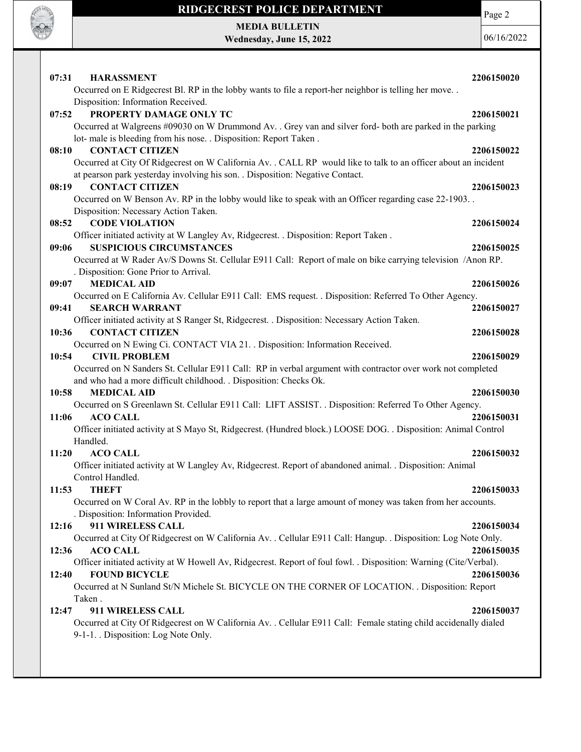**07:31 HARASSMENT 2206150020**

Occurred on E Ridgecrest Bl. RP in the lobby wants to file a report-her neighbor is telling her move. . Disposition: Information Received.

**07:52 PROPERTY DAMAGE ONLY TC 2206150021**

Occurred at Walgreens #09030 on W Drummond Av. . Grey van and silver ford- both are parked in the parking lot- male is bleeding from his nose. . Disposition: Report Taken .

**08:10 CONTACT CITIZEN 2206150022**

Occurred at City Of Ridgecrest on W California Av. . CALL RP would like to talk to an officer about an incident at pearson park yesterday involving his son. . Disposition: Negative Contact.

**08:19 CONTACT CITIZEN 2206150023**

Occurred on W Benson Av. RP in the lobby would like to speak with an Officer regarding case 22-1903. . Disposition: Necessary Action Taken.

**08:52 CODE VIOLATION 2206150024**

Officer initiated activity at W Langley Av, Ridgecrest. . Disposition: Report Taken .

**09:06 SUSPICIOUS CIRCUMSTANCES 2206150025**

Occurred at W Rader Av/S Downs St. Cellular E911 Call: Report of male on bike carrying television /Anon RP. . Disposition: Gone Prior to Arrival.

**09:07 MEDICAL AID 2206150026**

Occurred on E California Av. Cellular E911 Call: EMS request. . Disposition: Referred To Other Agency.

**09:41 SEARCH WARRANT 2206150027**

Officer initiated activity at S Ranger St, Ridgecrest. . Disposition: Necessary Action Taken.

**10:36 CONTACT CITIZEN 2206150028**

Occurred on N Ewing Ci. CONTACT VIA 21. . Disposition: Information Received.

**10:54 CIVIL PROBLEM 2206150029**

Occurred on N Sanders St. Cellular E911 Call: RP in verbal argument with contractor over work not completed and who had a more difficult childhood. . Disposition: Checks Ok.

**10:58 MEDICAL AID 2206150030**

Occurred on S Greenlawn St. Cellular E911 Call: LIFT ASSIST. . Disposition: Referred To Other Agency.

**11:06 ACO CALL 2206150031**

Officer initiated activity at S Mayo St, Ridgecrest. (Hundred block.) LOOSE DOG. . Disposition: Animal Control Handled.

**11:20 ACO CALL 2206150032**

Officer initiated activity at W Langley Av, Ridgecrest. Report of abandoned animal. . Disposition: Animal Control Handled.

**11:53 THEFT 2206150033**

Occurred on W Coral Av. RP in the lobbly to report that a large amount of money was taken from her accounts. . Disposition: Information Provided.

**12:16 911 WIRELESS CALL 2206150034**

Occurred at City Of Ridgecrest on W California Av. . Cellular E911 Call: Hangup. . Disposition: Log Note Only.

**12:36 ACO CALL 2206150035**

Officer initiated activity at W Howell Av, Ridgecrest. Report of foul fowl. . Disposition: Warning (Cite/Verbal).

**12:40 FOUND BICYCLE 2206150036**

Occurred at N Sunland St/N Michele St. BICYCLE ON THE CORNER OF LOCATION. . Disposition: Report Taken .

**12:47 911 WIRELESS CALL 2206150037**

Occurred at City Of Ridgecrest on W California Av. . Cellular E911 Call: Female stating child accidenally dialed 9-1-1. . Disposition: Log Note Only.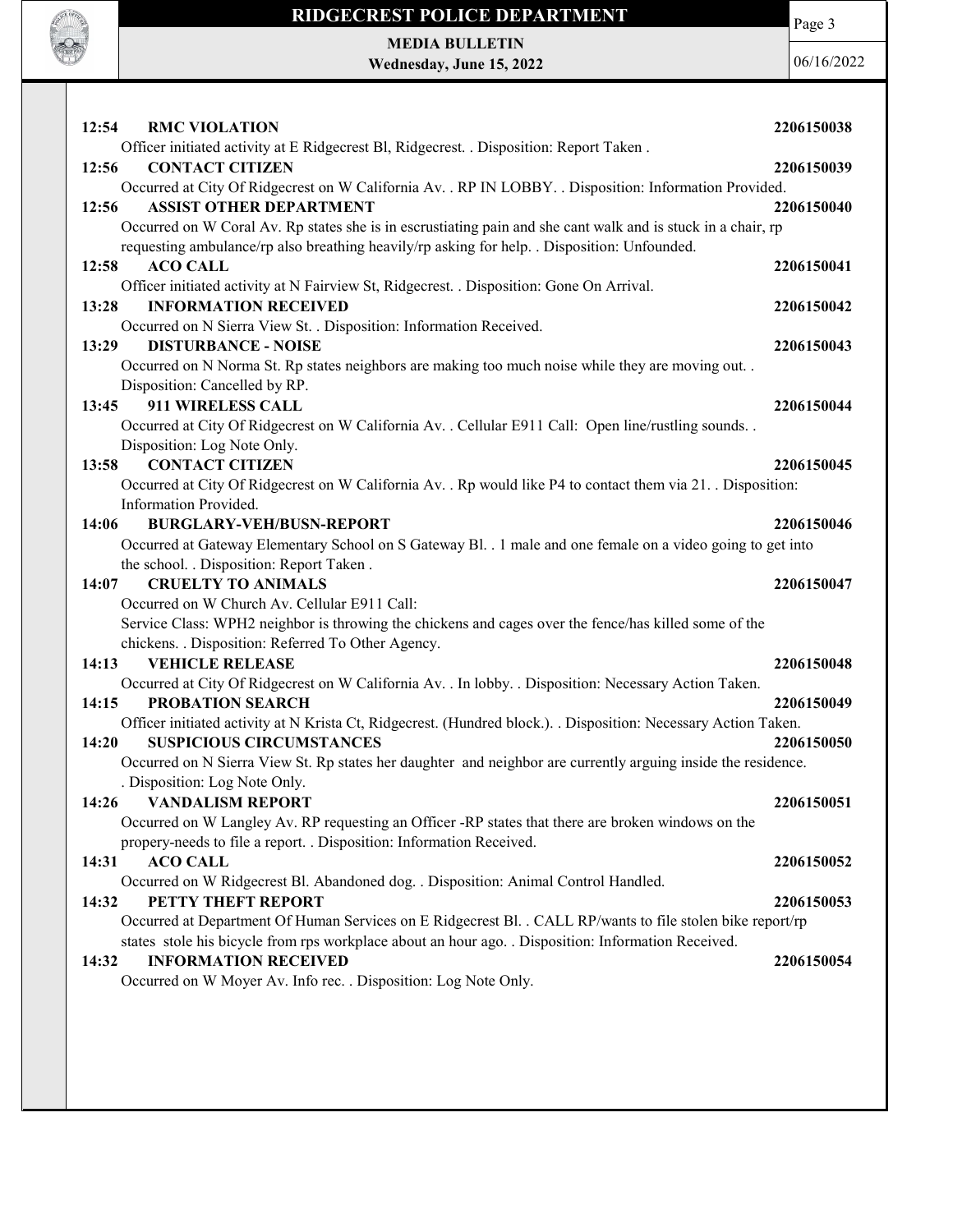**12:54 RMC VIOLATION** **2206150038**

Officer initiated activity at E Ridgecrest Bl, Ridgecrest. . Disposition: Report Taken .

**12:56 CONTACT CITIZEN** **2206150039**

Occurred at City Of Ridgecrest on W California Av. . RP IN LOBBY. . Disposition: Information Provided.

**12:56 ASSIST OTHER DEPARTMENT** **2206150040**

Occurred on W Coral Av. Rp states she is in escrustiating pain and she cant walk and is stuck in a chair, rp requesting ambulance/rp also breathing heavily/rp asking for help. . Disposition: Unfounded.

**12:58 ACO CALL** **2206150041**

Officer initiated activity at N Fairview St, Ridgecrest. . Disposition: Gone On Arrival.

**13:28 INFORMATION RECEIVED** **2206150042**

Occurred on N Sierra View St. . Disposition: Information Received.

**13:29 DISTURBANCE - NOISE** **2206150043**

Occurred on N Norma St. Rp states neighbors are making too much noise while they are moving out. . Disposition: Cancelled by RP.

**13:45 911 WIRELESS CALL** **2206150044**

Occurred at City Of Ridgecrest on W California Av. . Cellular E911 Call: Open line/rustling sounds. . Disposition: Log Note Only.

**13:58 CONTACT CITIZEN** **2206150045**

Occurred at City Of Ridgecrest on W California Av. . Rp would like P4 to contact them via 21. . Disposition: Information Provided.

**14:06 BURGLARY-VEH/BUSN-REPORT** **2206150046**

Occurred at Gateway Elementary School on S Gateway Bl. . 1 male and one female on a video going to get into the school. . Disposition: Report Taken .

**14:07 CRUELTY TO ANIMALS** **2206150047**

Occurred on W Church Av. Cellular E911 Call:
Service Class: WPH2 neighbor is throwing the chickens and cages over the fence/has killed some of the chickens. . Disposition: Referred To Other Agency.

**14:13 VEHICLE RELEASE** **2206150048**

Occurred at City Of Ridgecrest on W California Av. . In lobby. . Disposition: Necessary Action Taken.

**14:15 PROBATION SEARCH** **2206150049**

Officer initiated activity at N Krista Ct, Ridgecrest. (Hundred block.). . Disposition: Necessary Action Taken.

**14:20 SUSPICIOUS CIRCUMSTANCES** **2206150050**

Occurred on N Sierra View St. Rp states her daughter and neighbor are currently arguing inside the residence. . Disposition: Log Note Only.

**14:26 VANDALISM REPORT** **2206150051**

Occurred on W Langley Av. RP requesting an Officer -RP states that there are broken windows on the propery-needs to file a report. . Disposition: Information Received.

**14:31 ACO CALL** **2206150052**

Occurred on W Ridgecrest Bl. Abandoned dog. . Disposition: Animal Control Handled.

**14:32 PETTY THEFT REPORT** **2206150053**

Occurred at Department Of Human Services on E Ridgecrest Bl. . CALL RP/wants to file stolen bike report/rp states stole his bicycle from rps workplace about an hour ago. . Disposition: Information Received.

**14:32 INFORMATION RECEIVED** **2206150054**

Occurred on W Moyer Av. Info rec. . Disposition: Log Note Only.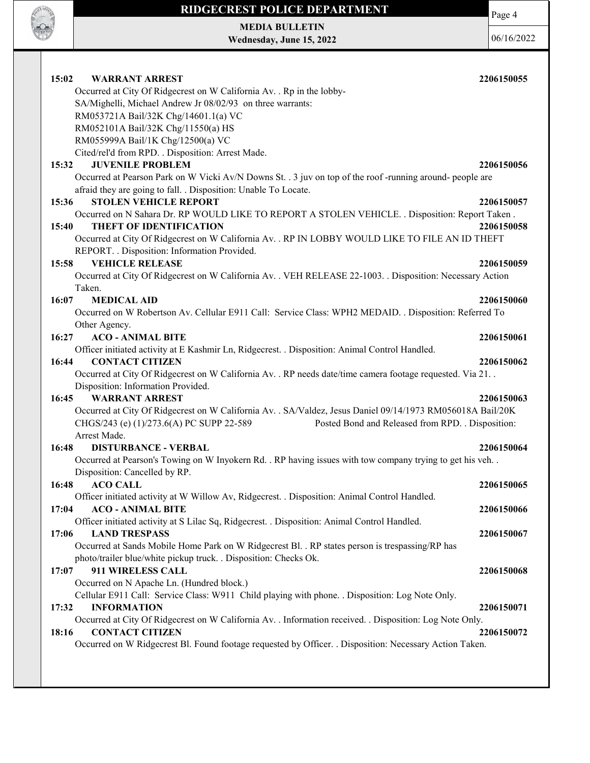**15:02 WARRANT ARREST 2206150055**

Occurred at City Of Ridgecrest on W California Av. . Rp in the lobby-
SA/Mighelli, Michael Andrew Jr 08/02/93 on three warrants:
RM053721A Bail/32K Chg/14601.1(a) VC
RM052101A Bail/32K Chg/11550(a) HS
RM055999A Bail/1K Chg/12500(a) VC
Cited/rel'd from RPD. . Disposition: Arrest Made.

**15:32 JUVENILE PROBLEM 2206150056**

Occurred at Pearson Park on W Vicki Av/N Downs St. . 3 juv on top of the roof -running around- people are afraid they are going to fall. . Disposition: Unable To Locate.

**15:36 STOLEN VEHICLE REPORT 2206150057**

Occurred on N Sahara Dr. RP WOULD LIKE TO REPORT A STOLEN VEHICLE. . Disposition: Report Taken .

**15:40 THEFT OF IDENTIFICATION 2206150058**

Occurred at City Of Ridgecrest on W California Av. . RP IN LOBBY WOULD LIKE TO FILE AN ID THEFT REPORT. . Disposition: Information Provided.

**15:58 VEHICLE RELEASE 2206150059**

Occurred at City Of Ridgecrest on W California Av. . VEH RELEASE 22-1003. . Disposition: Necessary Action Taken.

**16:07 MEDICAL AID 2206150060**

Occurred on W Robertson Av. Cellular E911 Call: Service Class: WPH2 MEDAID. . Disposition: Referred To Other Agency.

**16:27 ACO - ANIMAL BITE 2206150061**

Officer initiated activity at E Kashmir Ln, Ridgecrest. . Disposition: Animal Control Handled.

**16:44 CONTACT CITIZEN 2206150062**

Occurred at City Of Ridgecrest on W California Av. . RP needs date/time camera footage requested. Via 21. . Disposition: Information Provided.

**16:45 WARRANT ARREST 2206150063**

Occurred at City Of Ridgecrest on W California Av. . SA/Valdez, Jesus Daniel 09/14/1973 RM056018A Bail/20K CHGS/243 (e) (1)/273.6(A) PC SUPP 22-589 Posted Bond and Released from RPD. . Disposition: Arrest Made.

**16:48 DISTURBANCE - VERBAL 2206150064**

Occurred at Pearson's Towing on W Inyokern Rd. . RP having issues with tow company trying to get his veh. . Disposition: Cancelled by RP.

**16:48 ACO CALL 2206150065**

Officer initiated activity at W Willow Av, Ridgecrest. . Disposition: Animal Control Handled.

**17:04 ACO - ANIMAL BITE 2206150066**

Officer initiated activity at S Lilac Sq, Ridgecrest. . Disposition: Animal Control Handled.

**17:06 LAND TRESPASS 2206150067**

Occurred at Sands Mobile Home Park on W Ridgecrest Bl. . RP states person is trespassing/RP has photo/trailer blue/white pickup truck. . Disposition: Checks Ok.

**17:07 911 WIRELESS CALL 2206150068**

Occurred on N Apache Ln. (Hundred block.)
Cellular E911 Call: Service Class: W911 Child playing with phone. . Disposition: Log Note Only.

**17:32 INFORMATION 2206150071**

Occurred at City Of Ridgecrest on W California Av. . Information received. . Disposition: Log Note Only.

**18:16 CONTACT CITIZEN 2206150072**

Occurred on W Ridgecrest Bl. Found footage requested by Officer. . Disposition: Necessary Action Taken.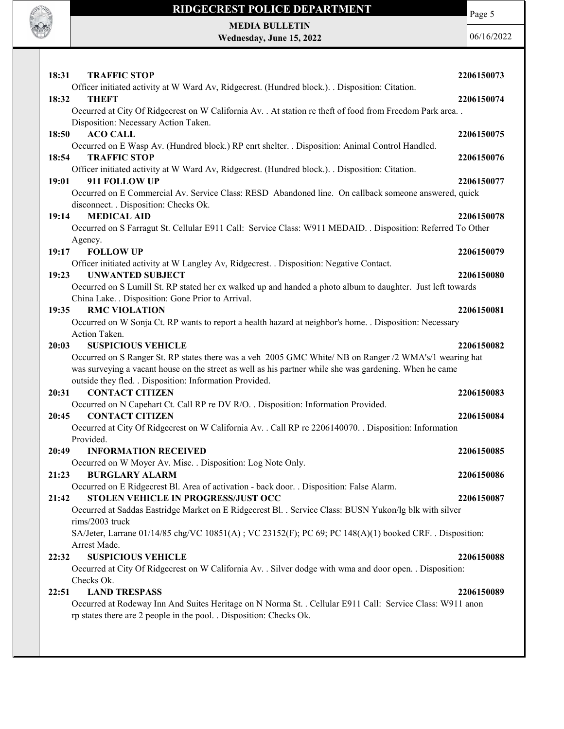**18:31 TRAFFIC STOP** **2206150073**

Officer initiated activity at W Ward Av, Ridgecrest. (Hundred block.). . Disposition: Citation.

**18:32 THEFT** **2206150074**

Occurred at City Of Ridgecrest on W California Av. . At station re theft of food from Freedom Park area. . Disposition: Necessary Action Taken.

**18:50 ACO CALL** **2206150075**

Occurred on E Wasp Av. (Hundred block.) RP enrt shelter. . Disposition: Animal Control Handled.

**18:54 TRAFFIC STOP** **2206150076**

Officer initiated activity at W Ward Av, Ridgecrest. (Hundred block.). . Disposition: Citation.

**19:01 911 FOLLOW UP** **2206150077**

Occurred on E Commercial Av. Service Class: RESD Abandoned line. On callback someone answered, quick disconnect. . Disposition: Checks Ok.

**19:14 MEDICAL AID** **2206150078**

Occurred on S Farragut St. Cellular E911 Call: Service Class: W911 MEDAID. . Disposition: Referred To Other Agency.

**19:17 FOLLOW UP** **2206150079**

Officer initiated activity at W Langley Av, Ridgecrest. . Disposition: Negative Contact.

**19:23 UNWANTED SUBJECT** **2206150080**

Occurred on S Lumill St. RP stated her ex walked up and handed a photo album to daughter. Just left towards China Lake. . Disposition: Gone Prior to Arrival.

**19:35 RMC VIOLATION** **2206150081**

Occurred on W Sonja Ct. RP wants to report a health hazard at neighbor's home. . Disposition: Necessary Action Taken.

**20:03 SUSPICIOUS VEHICLE** **2206150082**

Occurred on S Ranger St. RP states there was a veh 2005 GMC White/ NB on Ranger /2 WMA's/1 wearing hat was surveying a vacant house on the street as well as his partner while she was gardening. When he came outside they fled. . Disposition: Information Provided.

**20:31 CONTACT CITIZEN** **2206150083**

Occurred on N Capehart Ct. Call RP re DV R/O. . Disposition: Information Provided.

**20:45 CONTACT CITIZEN** **2206150084**

Occurred at City Of Ridgecrest on W California Av. . Call RP re 2206140070. . Disposition: Information Provided.

**20:49 INFORMATION RECEIVED** **2206150085**

Occurred on W Moyer Av. Misc. . Disposition: Log Note Only.

**21:23 BURGLARY ALARM** **2206150086**

Occurred on E Ridgecrest Bl. Area of activation - back door. . Disposition: False Alarm.

**21:42 STOLEN VEHICLE IN PROGRESS/JUST OCC** **2206150087**

Occurred at Saddas Eastridge Market on E Ridgecrest Bl. . Service Class: BUSN Yukon/lg blk with silver rims/2003 truck

SA/Jeter, Larrane 01/14/85 chg/VC 10851(A) ; VC 23152(F); PC 69; PC 148(A)(1) booked CRF. . Disposition: Arrest Made.

**22:32 SUSPICIOUS VEHICLE** **2206150088**

Occurred at City Of Ridgecrest on W California Av. . Silver dodge with wma and door open. . Disposition: Checks Ok.

**22:51 LAND TRESPASS** **2206150089**

Occurred at Rodeway Inn And Suites Heritage on N Norma St. . Cellular E911 Call: Service Class: W911 anon rp states there are 2 people in the pool. . Disposition: Checks Ok.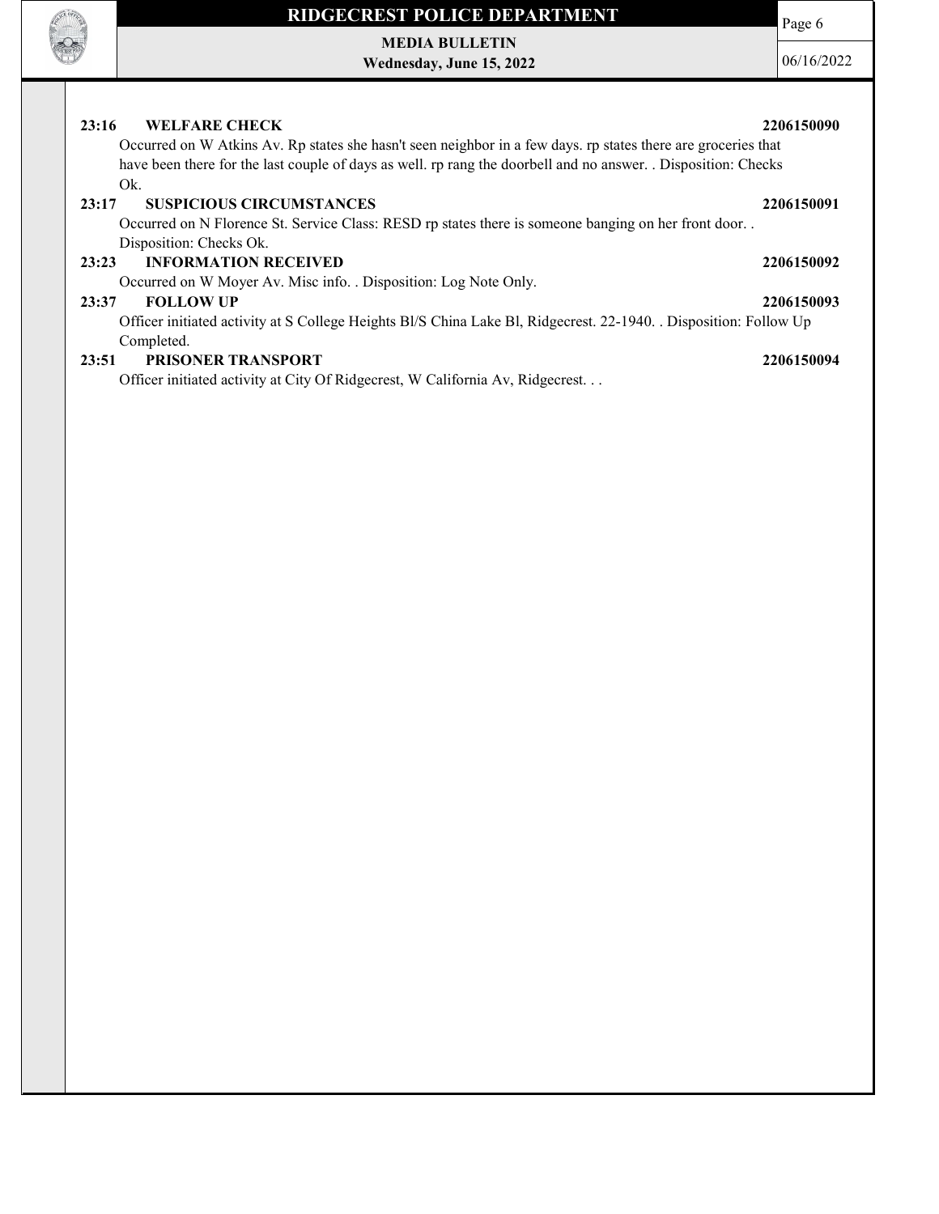**23:16 WELFARE CHECK** **2206150090**

Occurred on W Atkins Av. Rp states she hasn't seen neighbor in a few days. rp states there are groceries that have been there for the last couple of days as well. rp rang the doorbell and no answer. . Disposition: Checks Ok.

**23:17 SUSPICIOUS CIRCUMSTANCES** **2206150091**

Occurred on N Florence St. Service Class: RESD rp states there is someone banging on her front door. . Disposition: Checks Ok.

**23:23 INFORMATION RECEIVED** **2206150092**

Occurred on W Moyer Av. Misc info. . Disposition: Log Note Only.

**23:37 FOLLOW UP** **2206150093**

Officer initiated activity at S College Heights Bl/S China Lake Bl, Ridgecrest. 22-1940. . Disposition: Follow Up Completed.

**23:51 PRISONER TRANSPORT** **2206150094**

Officer initiated activity at City Of Ridgecrest, W California Av, Ridgecrest. . .